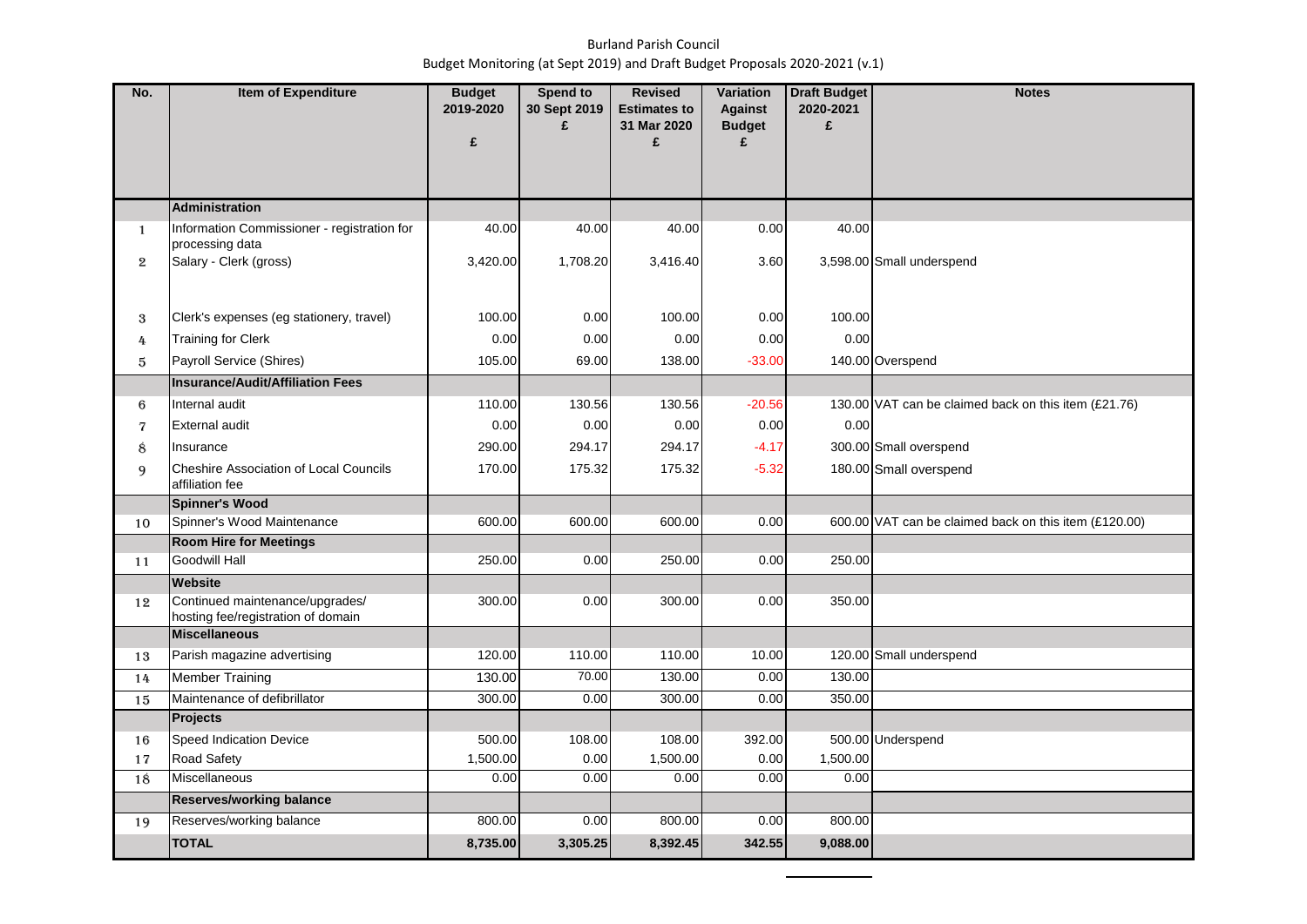Burland Parish Council
Budget Monitoring (at Sept 2019) and Draft Budget Proposals 2020-2021 (v.1)

| No. | Item of Expenditure | Budget 2019-2020 £ | Spend to 30 Sept 2019 £ | Revised Estimates to 31 Mar 2020 £ | Variation Against Budget £ | Draft Budget 2020-2021 £ | Notes |
|---|---|---|---|---|---|---|---|
| | **Administration** | | | | | | |
| 1 | Information Commissioner - registration for processing data | 40.00 | 40.00 | 40.00 | 0.00 | 40.00 | |
| 2 | Salary - Clerk (gross) | 3,420.00 | 1,708.20 | 3,416.40 | 3.60 | 3,598.00 | Small underspend |
| 3 | Clerk's expenses (eg stationery, travel) | 100.00 | 0.00 | 100.00 | 0.00 | 100.00 | |
| 4 | Training for Clerk | 0.00 | 0.00 | 0.00 | 0.00 | 0.00 | |
| 5 | Payroll Service (Shires) | 105.00 | 69.00 | 138.00 | -33.00 | 140.00 | Overspend |
| | **Insurance/Audit/Affiliation Fees** | | | | | | |
| 6 | Internal audit | 110.00 | 130.56 | 130.56 | -20.56 | 130.00 | VAT can be claimed back on this item (£21.76) |
| 7 | External audit | 0.00 | 0.00 | 0.00 | 0.00 | 0.00 | |
| 8 | Insurance | 290.00 | 294.17 | 294.17 | -4.17 | 300.00 | Small overspend |
| 9 | Cheshire Association of Local Councils affiliation fee | 170.00 | 175.32 | 175.32 | -5.32 | 180.00 | Small overspend |
| | **Spinner's Wood** | | | | | | |
| 10 | Spinner's Wood Maintenance | 600.00 | 600.00 | 600.00 | 0.00 | 600.00 | VAT can be claimed back on this item (£120.00) |
| | **Room Hire for Meetings** | | | | | | |
| 11 | Goodwill Hall | 250.00 | 0.00 | 250.00 | 0.00 | 250.00 | |
| | **Website** | | | | | | |
| 12 | Continued maintenance/upgrades/ hosting fee/registration of domain | 300.00 | 0.00 | 300.00 | 0.00 | 350.00 | |
| | **Miscellaneous** | | | | | | |
| 13 | Parish magazine advertising | 120.00 | 110.00 | 110.00 | 10.00 | 120.00 | Small underspend |
| 14 | Member Training | 130.00 | 70.00 | 130.00 | 0.00 | 130.00 | |
| 15 | Maintenance of defibrillator | 300.00 | 0.00 | 300.00 | 0.00 | 350.00 | |
| | **Projects** | | | | | | |
| 16 | Speed Indication Device | 500.00 | 108.00 | 108.00 | 392.00 | 500.00 | Underspend |
| 17 | Road Safety | 1,500.00 | 0.00 | 1,500.00 | 0.00 | 1,500.00 | |
| 18 | Miscellaneous | 0.00 | 0.00 | 0.00 | 0.00 | 0.00 | |
| | **Reserves/working balance** | | | | | | |
| 19 | Reserves/working balance | 800.00 | 0.00 | 800.00 | 0.00 | 800.00 | |
| | **TOTAL** | **8,735.00** | **3,305.25** | **8,392.45** | **342.55** | **9,088.00** | |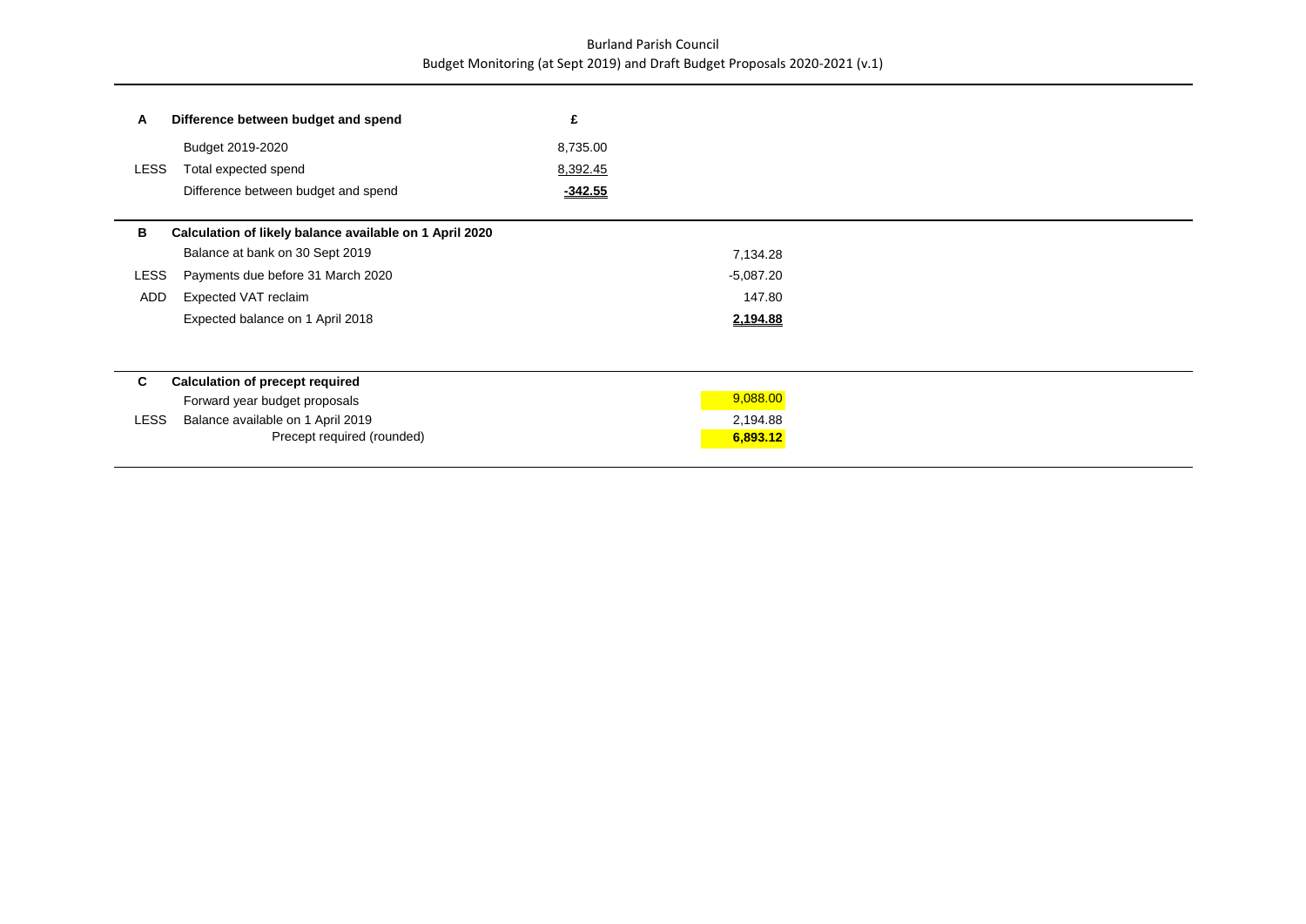Burland Parish Council
Budget Monitoring (at Sept 2019) and Draft Budget Proposals 2020-2021 (v.1)

| | | | |
|---|---|---|---|
| **A** | **Difference between budget and spend** | **£** | |
| | Budget 2019-2020 | 8,735.00 | |
| LESS | Total expected spend | 8,392.45 | |
| | Difference between budget and spend | **-342.55** | |
| **B** | **Calculation of likely balance available on 1 April 2020** | | |
| | Balance at bank on 30 Sept 2019 | | 7,134.28 |
| LESS | Payments due before 31 March 2020 | | -5,087.20 |
| ADD | Expected VAT reclaim | | 147.80 |
| | Expected balance on 1 April 2018 | | **2,194.88** |
| **C** | **Calculation of precept required** | | |
| | Forward year budget proposals | | 9,088.00 |
| LESS | Balance available on 1 April 2019 | | 2,194.88 |
| | Precept required (rounded) | | **6,893.12** |